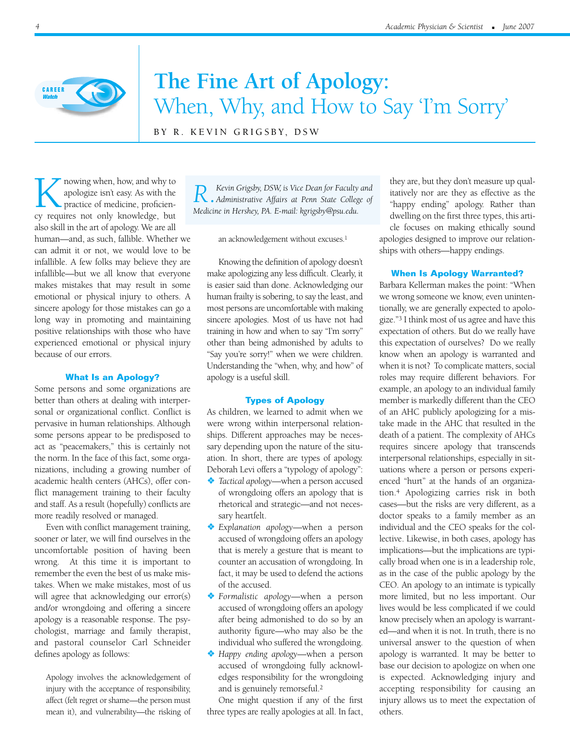# The Fine Art of Apology: When, Why, and How to Say 'I'm Sorry'

BY R. KEVIN GRIGSBY, DSW

*R. Kevin Grigsby, DSW, is Vice Dean for Faculty and Administrative Affairs at Penn State College of Medicine in Hershey, PA. E-mail: kgrigsby@psu.edu.*

Knowing when, how, and why to apologize isn't easy. As with the practice of medicine, proficiency requires not only knowledge, but also skill in the art of apology. We are all human—and, as such, fallible. Whether we can admit it or not, we would love to be infallible. A few folks may believe they are infallible—but we all know that everyone makes mistakes that may result in some emotional or physical injury to others. A sincere apology for those mistakes can go a long way in promoting and maintaining positive relationships with those who have experienced emotional or physical injury because of our errors.

### What Is an Apology?

Some persons and some organizations are better than others at dealing with interpersonal or organizational conflict. Conflict is pervasive in human relationships. Although some persons appear to be predisposed to act as "peacemakers," this is certainly not the norm. In the face of this fact, some organizations, including a growing number of academic health centers (AHCs), offer conflict management training to their faculty and staff. As a result (hopefully) conflicts are more readily resolved or managed.

Even with conflict management training, sooner or later, we will find ourselves in the uncomfortable position of having been wrong. At this time it is important to remember the even the best of us make mistakes. When we make mistakes, most of us will agree that acknowledging our error(s) and/or wrongdoing and offering a sincere apology is a reasonable response. The psychologist, marriage and family therapist, and pastoral counselor Carl Schneider defines apology as follows:

> Apology involves the acknowledgement of injury with the acceptance of responsibility, affect (felt regret or shame—the person must mean it), and vulnerability—the risking of an acknowledgement without excuses.[1]

Knowing the definition of apology doesn't make apologizing any less difficult. Clearly, it is easier said than done. Acknowledging our human frailty is sobering, to say the least, and most persons are uncomfortable with making sincere apologies. Most of us have not had training in how and when to say "I'm sorry" other than being admonished by adults to "Say you're sorry!" when we were children. Understanding the "when, why, and how" of apology is a useful skill.

### Types of Apology

As children, we learned to admit when we were wrong within interpersonal relationships. Different approaches may be necessary depending upon the nature of the situation. In short, there are types of apology. Deborah Levi offers a "typology of apology":

- *Tactical apology*—when a person accused of wrongdoing offers an apology that is rhetorical and strategic—and not necessary heartfelt.
- *Explanation apology*—when a person accused of wrongdoing offers an apology that is merely a gesture that is meant to counter an accusation of wrongdoing. In fact, it may be used to defend the actions of the accused.
- *Formalistic apology*—when a person accused of wrongdoing offers an apology after being admonished to do so by an authority figure—who may also be the individual who suffered the wrongdoing.
- *Happy ending apology*—when a person accused of wrongdoing fully acknowledges responsibility for the wrongdoing and is genuinely remorseful.[2]

One might question if any of the first three types are really apologies at all. In fact, they are, but they don't measure up qualitatively nor are they as effective as the "happy ending" apology. Rather than dwelling on the first three types, this article focuses on making ethically sound apologies designed to improve our relationships with others—happy endings.

### When Is Apology Warranted?

Barbara Kellerman makes the point: "When we wrong someone we know, even unintentionally, we are generally expected to apologize."[3] I think most of us agree and have this expectation of others. But do we really have this expectation of ourselves? Do we really know when an apology is warranted and when it is not? To complicate matters, social roles may require different behaviors. For example, an apology to an individual family member is markedly different than the CEO of an AHC publicly apologizing for a mistake made in the AHC that resulted in the death of a patient. The complexity of AHCs requires sincere apology that transcends interpersonal relationships, especially in situations where a person or persons experienced "hurt" at the hands of an organization.[4] Apologizing carries risk in both cases—but the risks are very different, as a doctor speaks to a family member as an individual and the CEO speaks for the collective. Likewise, in both cases, apology has implications—but the implications are typically broad when one is in a leadership role, as in the case of the public apology by the CEO. An apology to an intimate is typically more limited, but no less important. Our lives would be less complicated if we could know precisely when an apology is warranted—and when it is not. In truth, there is no universal answer to the question of when apology is warranted. It may be better to base our decision to apologize on when one is expected. Acknowledging injury and accepting responsibility for causing an injury allows us to meet the expectation of others.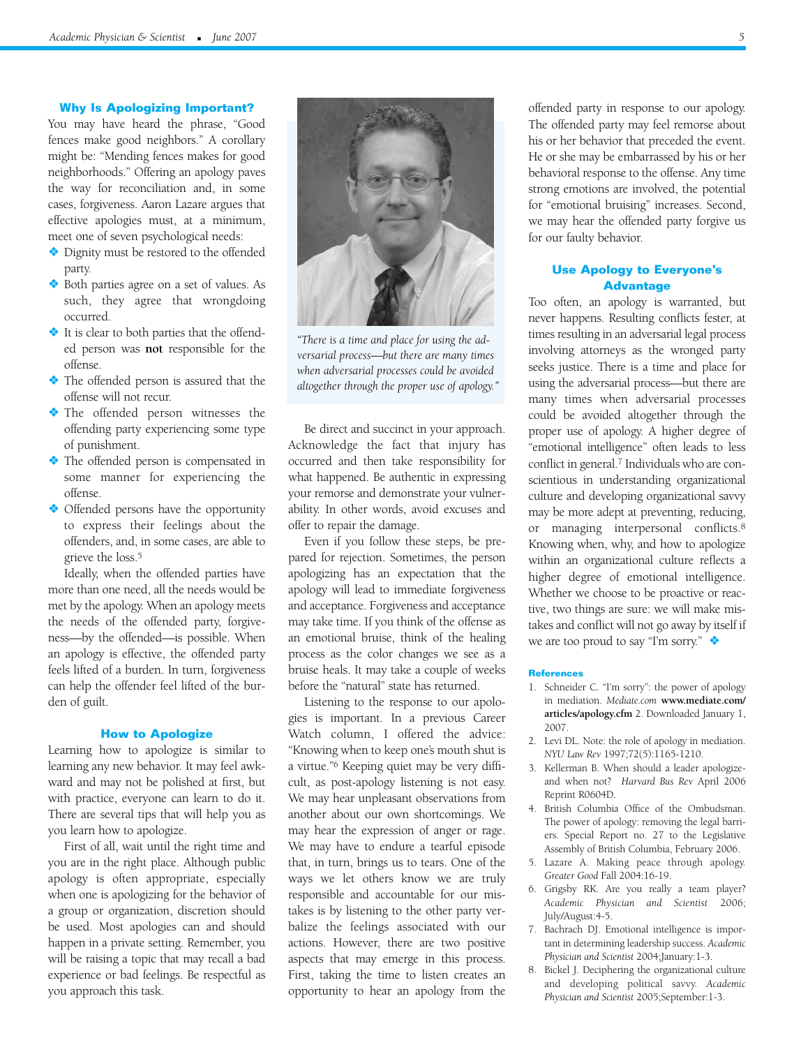### Why Is Apologizing Important?

You may have heard the phrase, "Good fences make good neighbors." A corollary might be: "Mending fences makes for good neighborhoods." Offering an apology paves the way for reconciliation and, in some cases, forgiveness. Aaron Lazare argues that effective apologies must, at a minimum, meet one of seven psychological needs:

- Dignity must be restored to the offended party.
- Both parties agree on a set of values. As such, they agree that wrongdoing occurred.
- It is clear to both parties that the offended person was **not** responsible for the offense.
- The offended person is assured that the offense will not recur.
- The offended person witnesses the offending party experiencing some type of punishment.
- The offended person is compensated in some manner for experiencing the offense.
- Offended persons have the opportunity to express their feelings about the offenders, and, in some cases, are able to grieve the loss.[5]

Ideally, when the offended parties have more than one need, all the needs would be met by the apology. When an apology meets the needs of the offended party, forgiveness—by the offended—is possible. When an apology is effective, the offended party feels lifted of a burden. In turn, forgiveness can help the offender feel lifted of the burden of guilt.

### How to Apologize

Learning how to apologize is similar to learning any new behavior. It may feel awkward and may not be polished at first, but with practice, everyone can learn to do it. There are several tips that will help you as you learn how to apologize.

First of all, wait until the right time and you are in the right place. Although public apology is often appropriate, especially when one is apologizing for the behavior of a group or organization, discretion should be used. Most apologies can and should happen in a private setting. Remember, you will be raising a topic that may recall a bad experience or bad feelings. Be respectful as you approach this task.

*"There is a time and place for using the adversarial process—but there are many times when adversarial processes could be avoided altogether through the proper use of apology."*

Be direct and succinct in your approach. Acknowledge the fact that injury has occurred and then take responsibility for what happened. Be authentic in expressing your remorse and demonstrate your vulnerability. In other words, avoid excuses and offer to repair the damage.

Even if you follow these steps, be prepared for rejection. Sometimes, the person apologizing has an expectation that the apology will lead to immediate forgiveness and acceptance. Forgiveness and acceptance may take time. If you think of the offense as an emotional bruise, think of the healing process as the color changes we see as a bruise heals. It may take a couple of weeks before the "natural" state has returned.

Listening to the response to our apologies is important. In a previous Career Watch column, I offered the advice: "Knowing when to keep one's mouth shut is a virtue."[6] Keeping quiet may be very difficult, as post-apology listening is not easy. We may hear unpleasant observations from another about our own shortcomings. We may hear the expression of anger or rage. We may have to endure a tearful episode that, in turn, brings us to tears. One of the ways we let others know we are truly responsible and accountable for our mistakes is by listening to the other party verbalize the feelings associated with our actions. However, there are two positive aspects that may emerge in this process. First, taking the time to listen creates an opportunity to hear an apology from the offended party in response to our apology. The offended party may feel remorse about his or her behavior that preceded the event. He or she may be embarrassed by his or her behavioral response to the offense. Any time strong emotions are involved, the potential for "emotional bruising" increases. Second, we may hear the offended party forgive us for our faulty behavior.

### Use Apology to Everyone's Advantage

Too often, an apology is warranted, but never happens. Resulting conflicts fester, at times resulting in an adversarial legal process involving attorneys as the wronged party seeks justice. There is a time and place for using the adversarial process—but there are many times when adversarial processes could be avoided altogether through the proper use of apology. A higher degree of "emotional intelligence" often leads to less conflict in general.[7] Individuals who are conscientious in understanding organizational culture and developing organizational savvy may be more adept at preventing, reducing, or managing interpersonal conflicts.[8] Knowing when, why, and how to apologize within an organizational culture reflects a higher degree of emotional intelligence. Whether we choose to be proactive or reactive, two things are sure: we will make mistakes and conflict will not go away by itself if we are too proud to say "I'm sorry." ❖

### References

1. Schneider C. "I'm sorry": the power of apology in mediation. *Mediate.com* **www.mediate.com/articles/apology.cfm** 2. Downloaded January 1, 2007.
2. Levi DL. Note: the role of apology in mediation. *NYU Law Rev* 1997;72(5):1165-1210.
3. Kellerman B. When should a leader apologize-and when not? *Harvard Bus Rev* April 2006 Reprint R0604D.
4. British Columbia Office of the Ombudsman. The power of apology: removing the legal barriers. Special Report no. 27 to the Legislative Assembly of British Columbia, February 2006.
5. Lazare A. Making peace through apology. *Greater Good* Fall 2004:16-19.
6. Grigsby RK. Are you really a team player? *Academic Physician and Scientist* 2006; July/August:4-5.
7. Bachrach DJ. Emotional intelligence is important in determining leadership success. *Academic Physician and Scientist* 2004;January:1-3.
8. Bickel J. Deciphering the organizational culture and developing political savvy. *Academic Physician and Scientist* 2005;September:1-3.